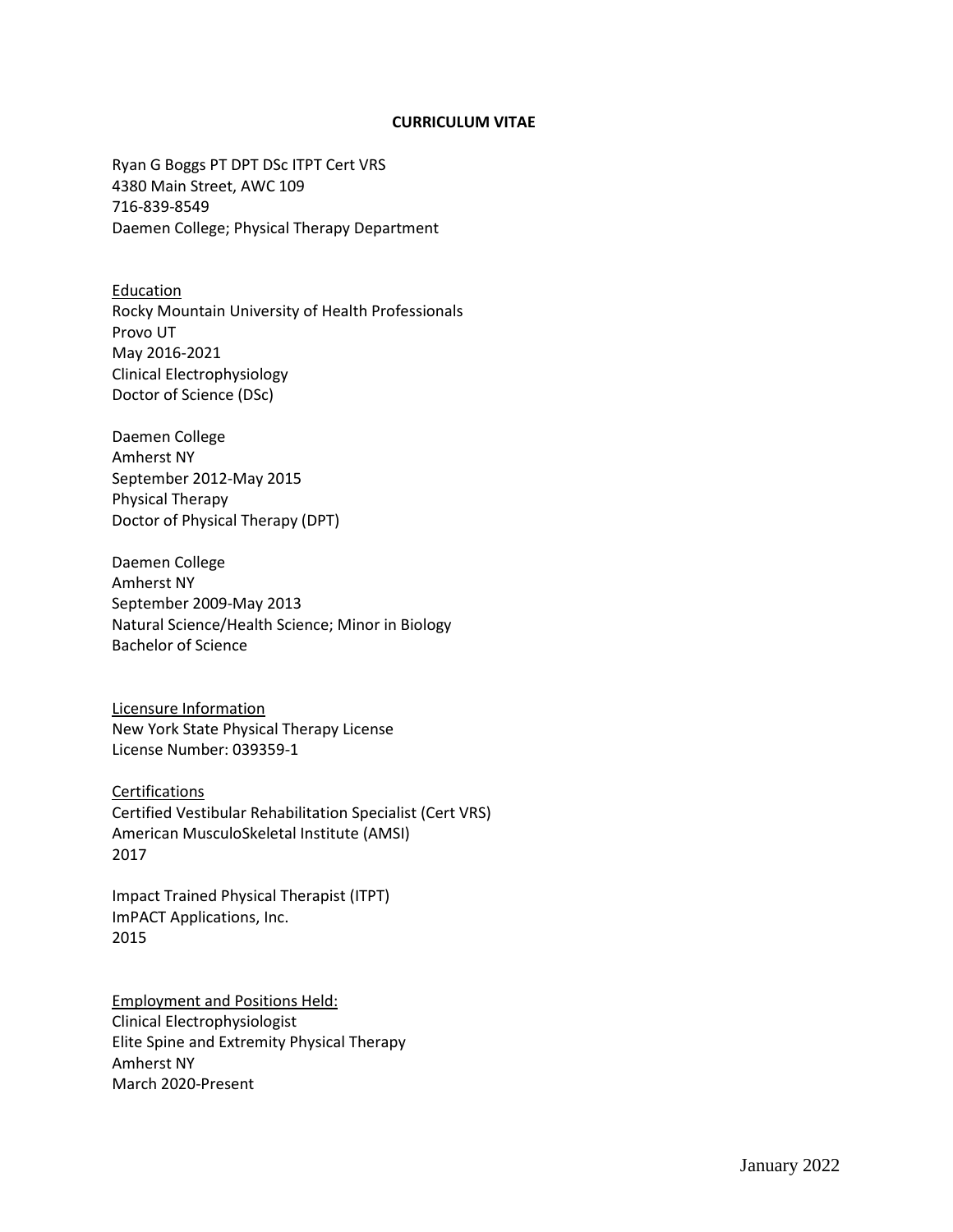# CURRICULUM VITAE

Ryan G Boggs PT DPT DSc ITPT Cert VRS
4380 Main Street, AWC 109
716-839-8549
Daemen College; Physical Therapy Department

## Education

Rocky Mountain University of Health Professionals
Provo UT
May 2016-2021
Clinical Electrophysiology
Doctor of Science (DSc)

Daemen College
Amherst NY
September 2012-May 2015
Physical Therapy
Doctor of Physical Therapy (DPT)

Daemen College
Amherst NY
September 2009-May 2013
Natural Science/Health Science; Minor in Biology
Bachelor of Science

## Licensure Information

New York State Physical Therapy License
License Number: 039359-1

## Certifications

Certified Vestibular Rehabilitation Specialist (Cert VRS)
American MusculoSkeletal Institute (AMSI)
2017

Impact Trained Physical Therapist (ITPT)
ImPACT Applications, Inc.
2015

## Employment and Positions Held:

Clinical Electrophysiologist
Elite Spine and Extremity Physical Therapy
Amherst NY
March 2020-Present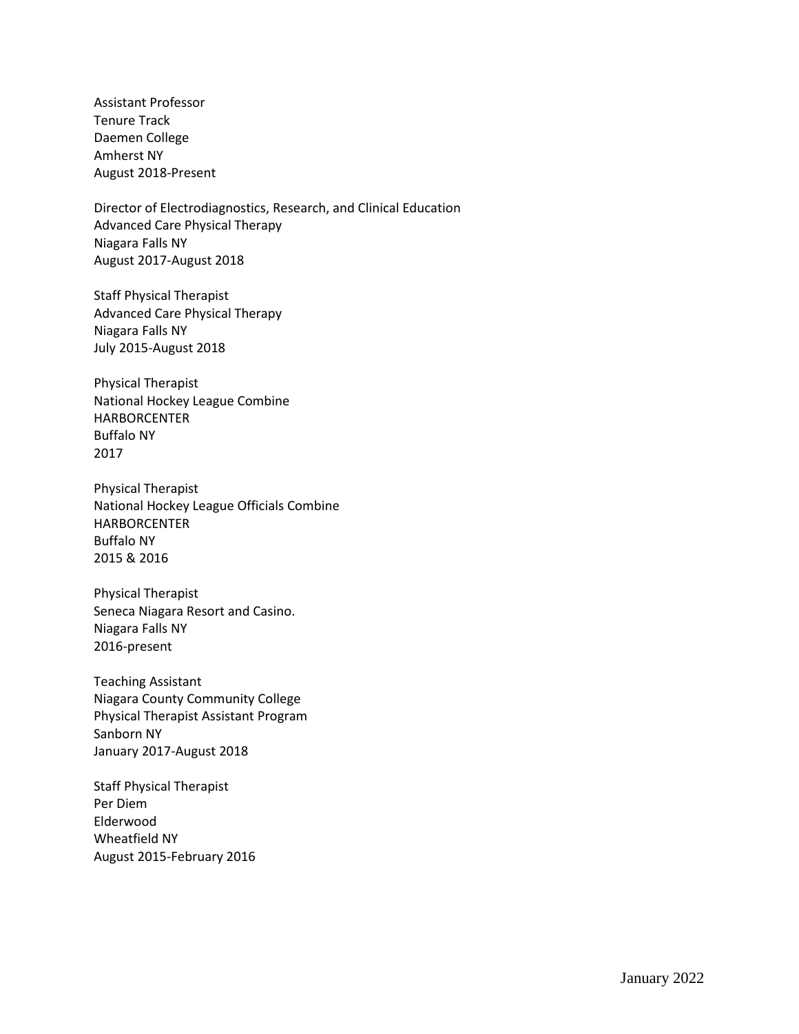Assistant Professor
Tenure Track
Daemen College
Amherst NY
August 2018-Present

Director of Electrodiagnostics, Research, and Clinical Education
Advanced Care Physical Therapy
Niagara Falls NY
August 2017-August 2018

Staff Physical Therapist
Advanced Care Physical Therapy
Niagara Falls NY
July 2015-August 2018

Physical Therapist
National Hockey League Combine
HARBORCENTER
Buffalo NY
2017

Physical Therapist
National Hockey League Officials Combine
HARBORCENTER
Buffalo NY
2015 & 2016

Physical Therapist
Seneca Niagara Resort and Casino.
Niagara Falls NY
2016-present

Teaching Assistant
Niagara County Community College
Physical Therapist Assistant Program
Sanborn NY
January 2017-August 2018

Staff Physical Therapist
Per Diem
Elderwood
Wheatfield NY
August 2015-February 2016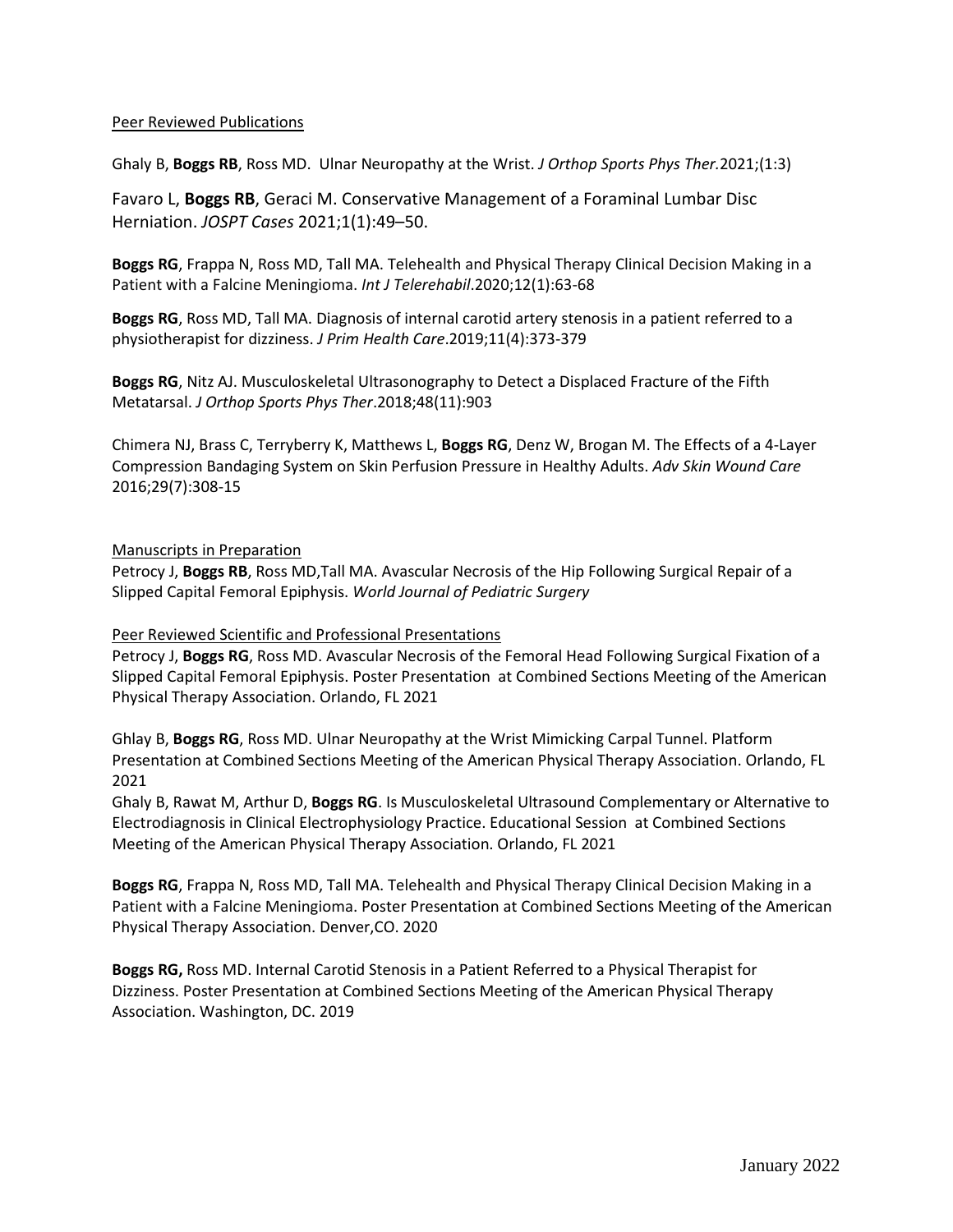Peer Reviewed Publications

Ghaly B, **Boggs RB**, Ross MD. Ulnar Neuropathy at the Wrist. *J Orthop Sports Phys Ther.*2021;(1:3)

Favaro L, **Boggs RB**, Geraci M. Conservative Management of a Foraminal Lumbar Disc Herniation. *JOSPT Cases* 2021;1(1):49–50.

**Boggs RG**, Frappa N, Ross MD, Tall MA. Telehealth and Physical Therapy Clinical Decision Making in a Patient with a Falcine Meningioma. *Int J Telerehabil*.2020;12(1):63-68

**Boggs RG**, Ross MD, Tall MA. Diagnosis of internal carotid artery stenosis in a patient referred to a physiotherapist for dizziness. *J Prim Health Care*.2019;11(4):373-379

**Boggs RG**, Nitz AJ. Musculoskeletal Ultrasonography to Detect a Displaced Fracture of the Fifth Metatarsal. *J Orthop Sports Phys Ther*.2018;48(11):903

Chimera NJ, Brass C, Terryberry K, Matthews L, **Boggs RG**, Denz W, Brogan M. The Effects of a 4-Layer Compression Bandaging System on Skin Perfusion Pressure in Healthy Adults. *Adv Skin Wound Care* 2016;29(7):308-15

Manuscripts in Preparation

Petrocy J, **Boggs RB**, Ross MD,Tall MA. Avascular Necrosis of the Hip Following Surgical Repair of a Slipped Capital Femoral Epiphysis. *World Journal of Pediatric Surgery*

Peer Reviewed Scientific and Professional Presentations

Petrocy J, **Boggs RG**, Ross MD. Avascular Necrosis of the Femoral Head Following Surgical Fixation of a Slipped Capital Femoral Epiphysis. Poster Presentation at Combined Sections Meeting of the American Physical Therapy Association. Orlando, FL 2021

Ghlay B, **Boggs RG**, Ross MD. Ulnar Neuropathy at the Wrist Mimicking Carpal Tunnel. Platform Presentation at Combined Sections Meeting of the American Physical Therapy Association. Orlando, FL 2021

Ghaly B, Rawat M, Arthur D, **Boggs RG**. Is Musculoskeletal Ultrasound Complementary or Alternative to Electrodiagnosis in Clinical Electrophysiology Practice. Educational Session at Combined Sections Meeting of the American Physical Therapy Association. Orlando, FL 2021

**Boggs RG**, Frappa N, Ross MD, Tall MA. Telehealth and Physical Therapy Clinical Decision Making in a Patient with a Falcine Meningioma. Poster Presentation at Combined Sections Meeting of the American Physical Therapy Association. Denver,CO. 2020

**Boggs RG,** Ross MD. Internal Carotid Stenosis in a Patient Referred to a Physical Therapist for Dizziness. Poster Presentation at Combined Sections Meeting of the American Physical Therapy Association. Washington, DC. 2019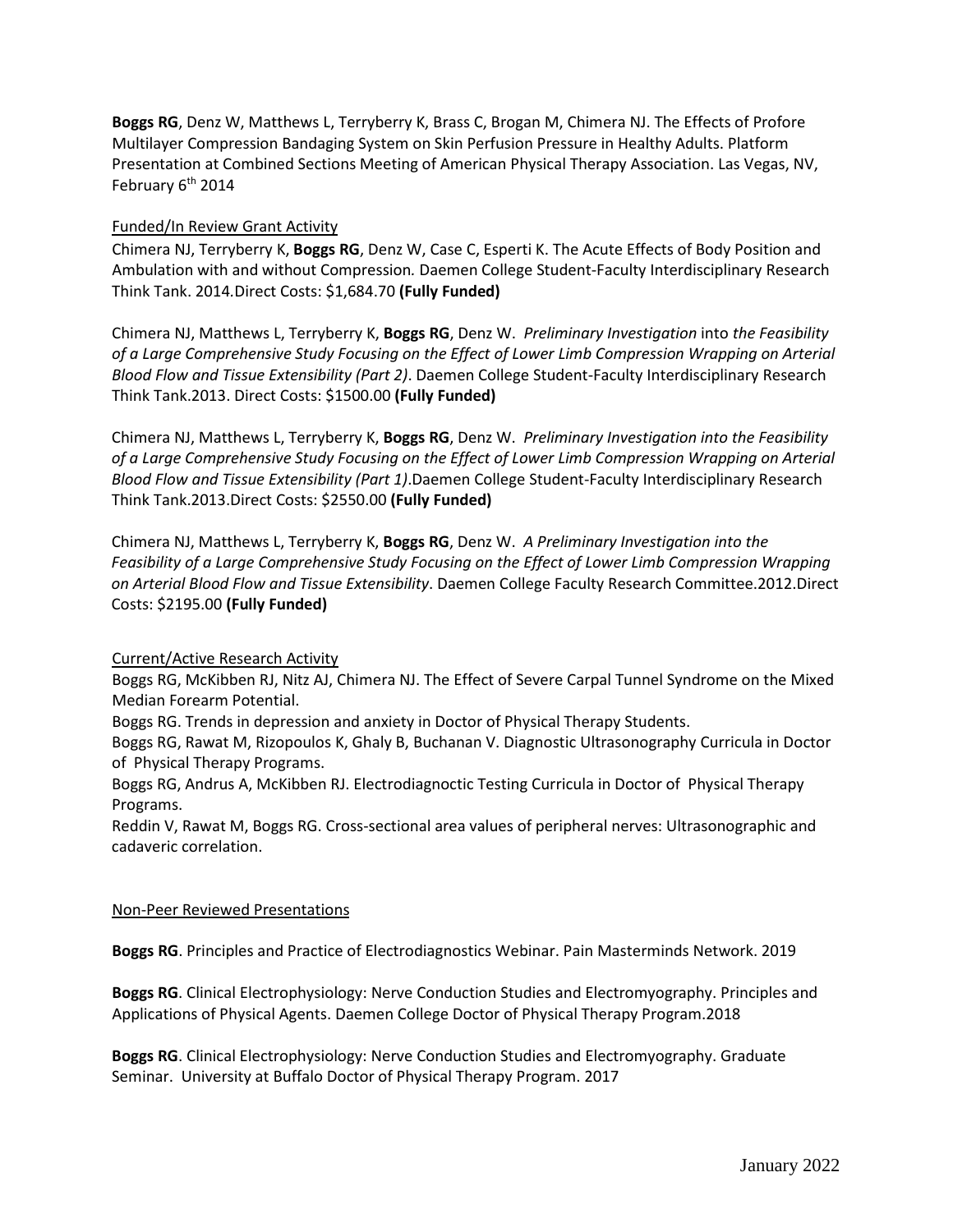**Boggs RG**, Denz W, Matthews L, Terryberry K, Brass C, Brogan M, Chimera NJ. The Effects of Profore Multilayer Compression Bandaging System on Skin Perfusion Pressure in Healthy Adults. Platform Presentation at Combined Sections Meeting of American Physical Therapy Association. Las Vegas, NV, February 6th 2014

Funded/In Review Grant Activity

Chimera NJ, Terryberry K, **Boggs RG**, Denz W, Case C, Esperti K. The Acute Effects of Body Position and Ambulation with and without Compression*.* Daemen College Student-Faculty Interdisciplinary Research Think Tank. 2014.Direct Costs: $1,684.70 **(Fully Funded)**

Chimera NJ, Matthews L, Terryberry K, **Boggs RG**, Denz W. *Preliminary Investigation* into *the Feasibility of a Large Comprehensive Study Focusing on the Effect of Lower Limb Compression Wrapping on Arterial Blood Flow and Tissue Extensibility (Part 2)*. Daemen College Student-Faculty Interdisciplinary Research Think Tank.2013. Direct Costs: $1500.00 **(Fully Funded)**

Chimera NJ, Matthews L, Terryberry K, **Boggs RG**, Denz W. *Preliminary Investigation into the Feasibility of a Large Comprehensive Study Focusing on the Effect of Lower Limb Compression Wrapping on Arterial Blood Flow and Tissue Extensibility (Part 1)*.Daemen College Student-Faculty Interdisciplinary Research Think Tank.2013.Direct Costs: $2550.00 **(Fully Funded)**

Chimera NJ, Matthews L, Terryberry K, **Boggs RG**, Denz W. *A Preliminary Investigation into the Feasibility of a Large Comprehensive Study Focusing on the Effect of Lower Limb Compression Wrapping on Arterial Blood Flow and Tissue Extensibility*. Daemen College Faculty Research Committee.2012.Direct Costs: $2195.00 **(Fully Funded)**

Current/Active Research Activity

Boggs RG, McKibben RJ, Nitz AJ, Chimera NJ. The Effect of Severe Carpal Tunnel Syndrome on the Mixed Median Forearm Potential.
Boggs RG. Trends in depression and anxiety in Doctor of Physical Therapy Students.
Boggs RG, Rawat M, Rizopoulos K, Ghaly B, Buchanan V. Diagnostic Ultrasonography Curricula in Doctor of Physical Therapy Programs.
Boggs RG, Andrus A, McKibben RJ. Electrodiagnoctic Testing Curricula in Doctor of Physical Therapy Programs.
Reddin V, Rawat M, Boggs RG. Cross-sectional area values of peripheral nerves: Ultrasonographic and cadaveric correlation.

Non-Peer Reviewed Presentations

**Boggs RG**. Principles and Practice of Electrodiagnostics Webinar. Pain Masterminds Network. 2019

**Boggs RG**. Clinical Electrophysiology: Nerve Conduction Studies and Electromyography. Principles and Applications of Physical Agents. Daemen College Doctor of Physical Therapy Program.2018

**Boggs RG**. Clinical Electrophysiology: Nerve Conduction Studies and Electromyography. Graduate Seminar. University at Buffalo Doctor of Physical Therapy Program. 2017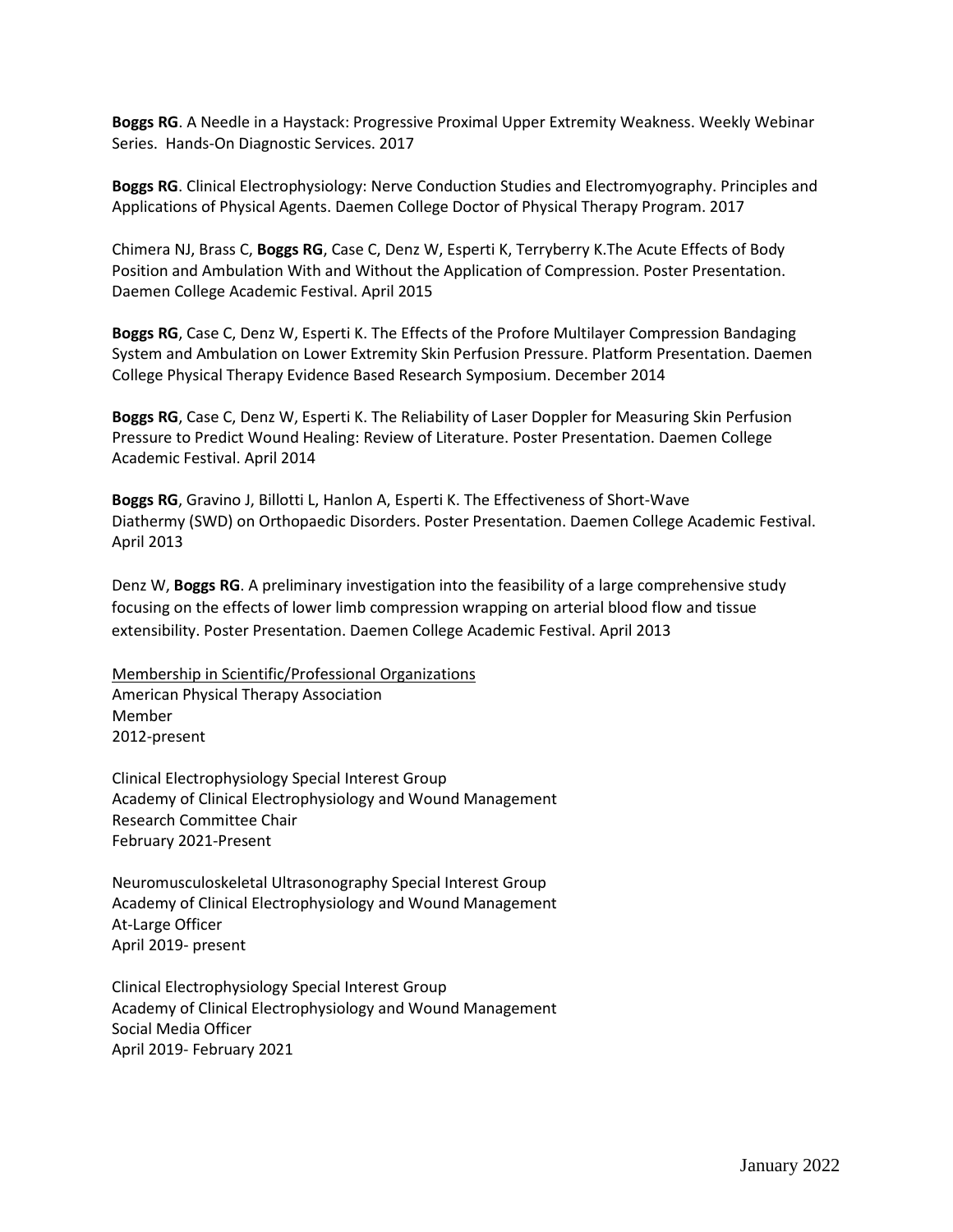**Boggs RG**. A Needle in a Haystack: Progressive Proximal Upper Extremity Weakness. Weekly Webinar Series. Hands-On Diagnostic Services. 2017

**Boggs RG**. Clinical Electrophysiology: Nerve Conduction Studies and Electromyography. Principles and Applications of Physical Agents. Daemen College Doctor of Physical Therapy Program. 2017

Chimera NJ, Brass C, **Boggs RG**, Case C, Denz W, Esperti K, Terryberry K.The Acute Effects of Body Position and Ambulation With and Without the Application of Compression. Poster Presentation. Daemen College Academic Festival. April 2015

**Boggs RG**, Case C, Denz W, Esperti K. The Effects of the Profore Multilayer Compression Bandaging System and Ambulation on Lower Extremity Skin Perfusion Pressure. Platform Presentation. Daemen College Physical Therapy Evidence Based Research Symposium. December 2014

**Boggs RG**, Case C, Denz W, Esperti K. The Reliability of Laser Doppler for Measuring Skin Perfusion Pressure to Predict Wound Healing: Review of Literature. Poster Presentation. Daemen College Academic Festival. April 2014

**Boggs RG**, Gravino J, Billotti L, Hanlon A, Esperti K. The Effectiveness of Short-Wave Diathermy (SWD) on Orthopaedic Disorders. Poster Presentation. Daemen College Academic Festival. April 2013

Denz W, **Boggs RG**. A preliminary investigation into the feasibility of a large comprehensive study focusing on the effects of lower limb compression wrapping on arterial blood flow and tissue extensibility. Poster Presentation. Daemen College Academic Festival. April 2013

<u>Membership in Scientific/Professional Organizations</u>

American Physical Therapy Association
Member
2012-present

Clinical Electrophysiology Special Interest Group
Academy of Clinical Electrophysiology and Wound Management
Research Committee Chair
February 2021-Present

Neuromusculoskeletal Ultrasonography Special Interest Group
Academy of Clinical Electrophysiology and Wound Management
At-Large Officer
April 2019- present

Clinical Electrophysiology Special Interest Group
Academy of Clinical Electrophysiology and Wound Management
Social Media Officer
April 2019- February 2021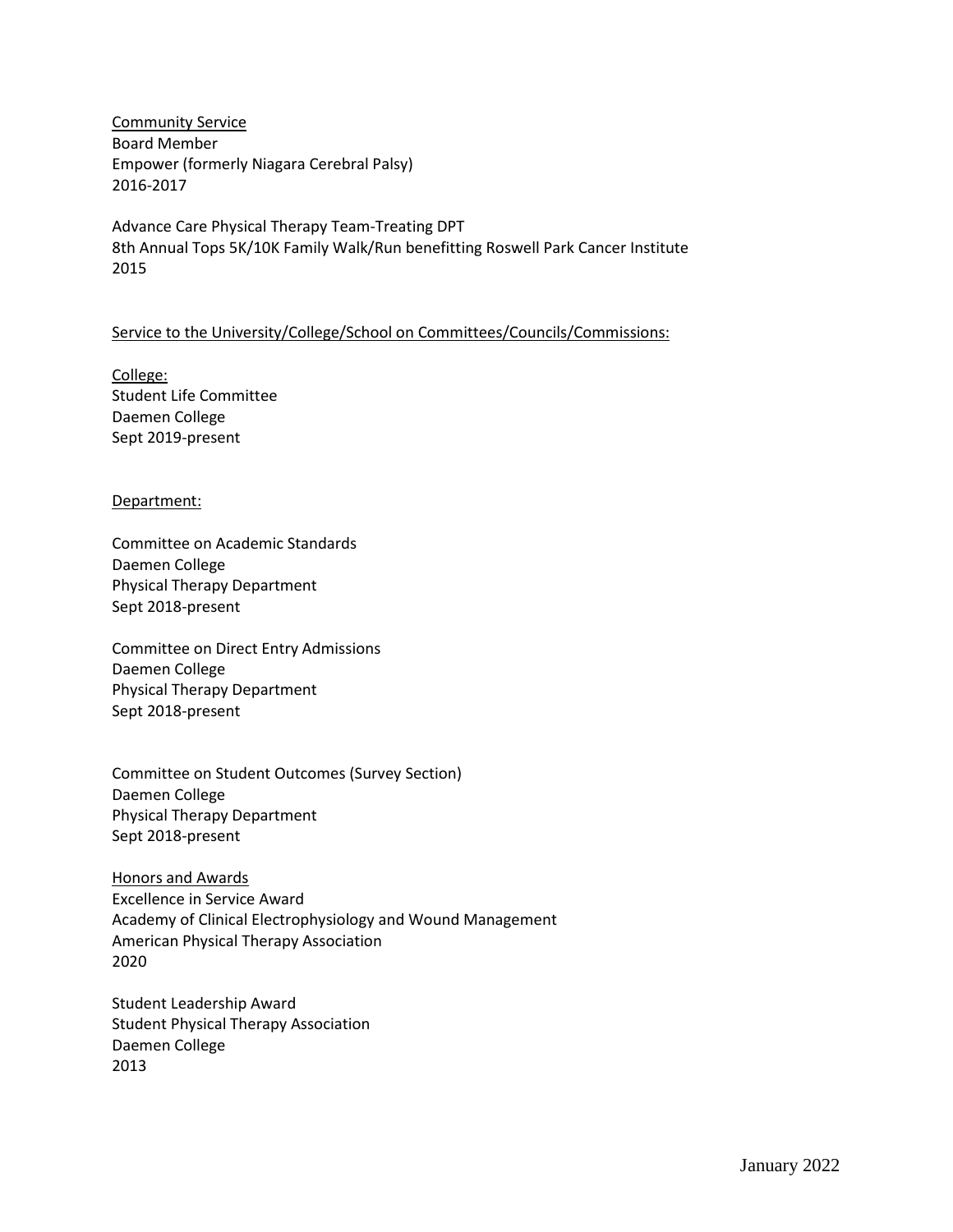<u>Community Service</u>
Board Member
Empower (formerly Niagara Cerebral Palsy)
2016-2017

Advance Care Physical Therapy Team-Treating DPT
8th Annual Tops 5K/10K Family Walk/Run benefitting Roswell Park Cancer Institute
2015

<u>Service to the University/College/School on Committees/Councils/Commissions:</u>

<u>College:</u>
Student Life Committee
Daemen College
Sept 2019-present

<u>Department:</u>

Committee on Academic Standards
Daemen College
Physical Therapy Department
Sept 2018-present

Committee on Direct Entry Admissions
Daemen College
Physical Therapy Department
Sept 2018-present

Committee on Student Outcomes (Survey Section)
Daemen College
Physical Therapy Department
Sept 2018-present

<u>Honors and Awards</u>
Excellence in Service Award
Academy of Clinical Electrophysiology and Wound Management
American Physical Therapy Association
2020

Student Leadership Award
Student Physical Therapy Association
Daemen College
2013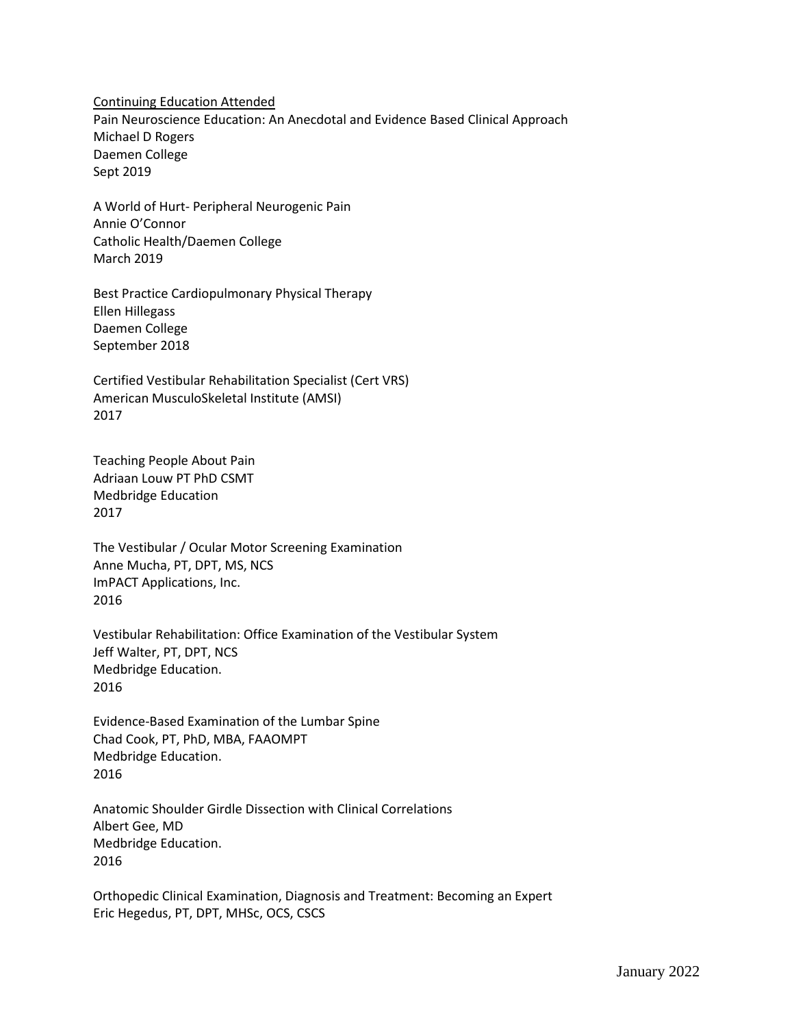Continuing Education Attended

Pain Neuroscience Education: An Anecdotal and Evidence Based Clinical Approach
Michael D Rogers
Daemen College
Sept 2019

A World of Hurt- Peripheral Neurogenic Pain
Annie O'Connor
Catholic Health/Daemen College
March 2019

Best Practice Cardiopulmonary Physical Therapy
Ellen Hillegass
Daemen College
September 2018

Certified Vestibular Rehabilitation Specialist (Cert VRS)
American MusculoSkeletal Institute (AMSI)
2017

Teaching People About Pain
Adriaan Louw PT PhD CSMT
Medbridge Education
2017

The Vestibular / Ocular Motor Screening Examination
Anne Mucha, PT, DPT, MS, NCS
ImPACT Applications, Inc.
2016

Vestibular Rehabilitation: Office Examination of the Vestibular System
Jeff Walter, PT, DPT, NCS
Medbridge Education.
2016

Evidence-Based Examination of the Lumbar Spine
Chad Cook, PT, PhD, MBA, FAAOMPT
Medbridge Education.
2016

Anatomic Shoulder Girdle Dissection with Clinical Correlations
Albert Gee, MD
Medbridge Education.
2016

Orthopedic Clinical Examination, Diagnosis and Treatment: Becoming an Expert
Eric Hegedus, PT, DPT, MHSc, OCS, CSCS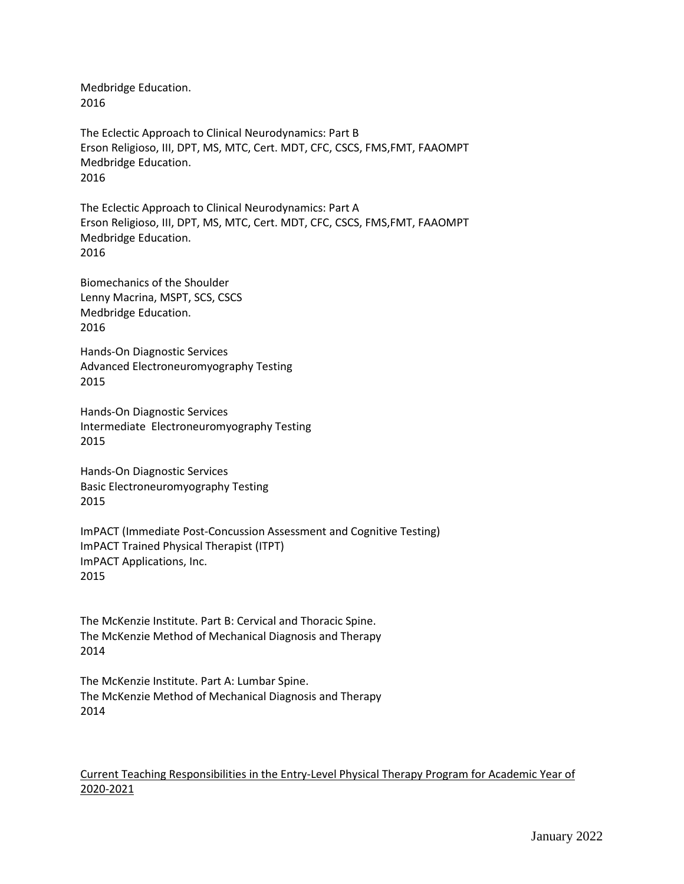Medbridge Education.
2016

The Eclectic Approach to Clinical Neurodynamics: Part B
Erson Religioso, III, DPT, MS, MTC, Cert. MDT, CFC, CSCS, FMS,FMT, FAAOMPT
Medbridge Education.
2016

The Eclectic Approach to Clinical Neurodynamics: Part A
Erson Religioso, III, DPT, MS, MTC, Cert. MDT, CFC, CSCS, FMS,FMT, FAAOMPT
Medbridge Education.
2016

Biomechanics of the Shoulder
Lenny Macrina, MSPT, SCS, CSCS
Medbridge Education.
2016

Hands-On Diagnostic Services
Advanced Electroneuromyography Testing
2015

Hands-On Diagnostic Services
Intermediate Electroneuromyography Testing
2015

Hands-On Diagnostic Services
Basic Electroneuromyography Testing
2015

ImPACT (Immediate Post-Concussion Assessment and Cognitive Testing)
ImPACT Trained Physical Therapist (ITPT)
ImPACT Applications, Inc.
2015

The McKenzie Institute. Part B: Cervical and Thoracic Spine.
The McKenzie Method of Mechanical Diagnosis and Therapy
2014

The McKenzie Institute. Part A: Lumbar Spine.
The McKenzie Method of Mechanical Diagnosis and Therapy
2014

<u>Current Teaching Responsibilities in the Entry-Level Physical Therapy Program for Academic Year of 2020-2021</u>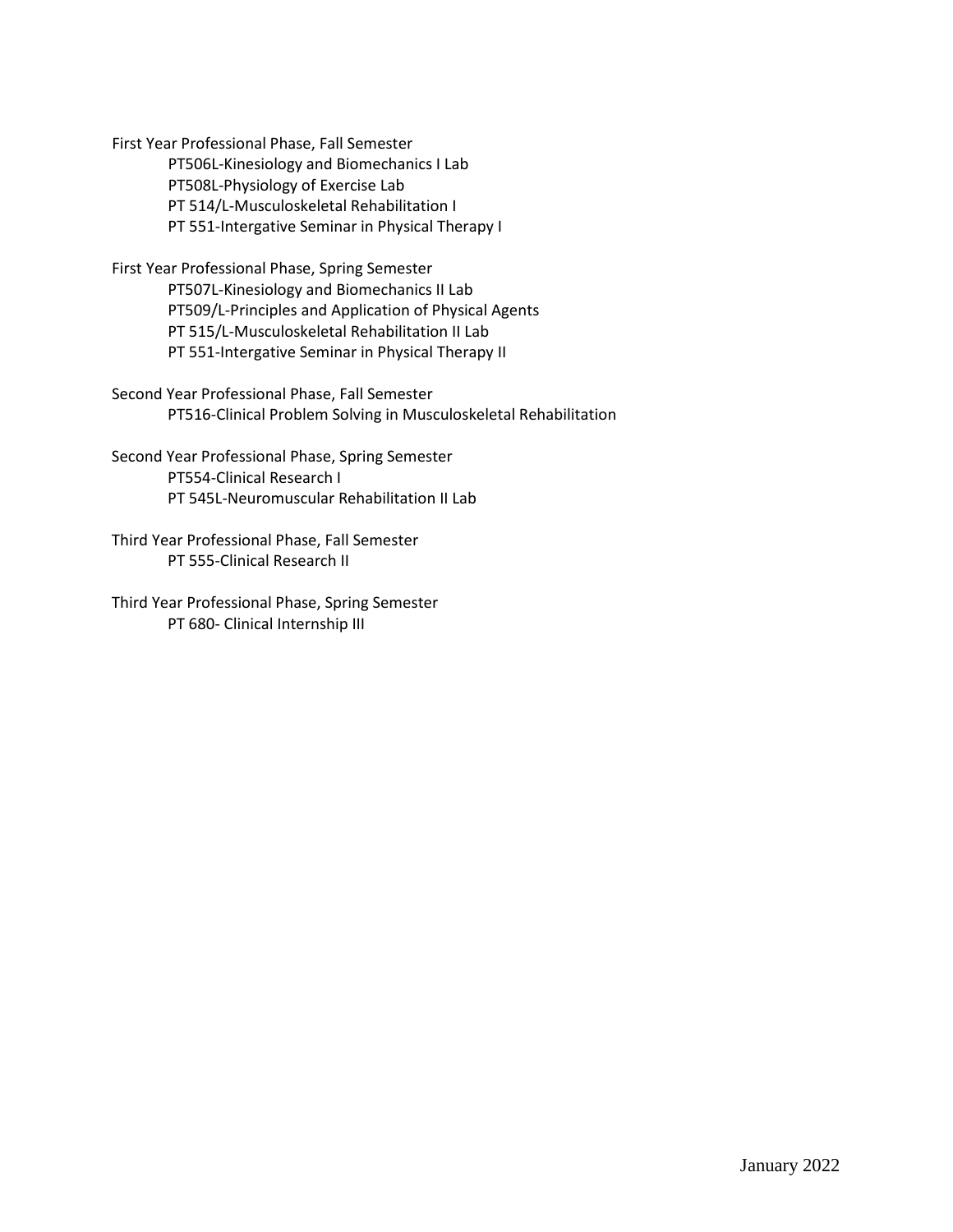First Year Professional Phase, Fall Semester

- PT506L-Kinesiology and Biomechanics I Lab
- PT508L-Physiology of Exercise Lab
- PT 514/L-Musculoskeletal Rehabilitation I
- PT 551-Intergative Seminar in Physical Therapy I

First Year Professional Phase, Spring Semester

- PT507L-Kinesiology and Biomechanics II Lab
- PT509/L-Principles and Application of Physical Agents
- PT 515/L-Musculoskeletal Rehabilitation II Lab
- PT 551-Intergative Seminar in Physical Therapy II

Second Year Professional Phase, Fall Semester

- PT516-Clinical Problem Solving in Musculoskeletal Rehabilitation

Second Year Professional Phase, Spring Semester

- PT554-Clinical Research I
- PT 545L-Neuromuscular Rehabilitation II Lab

Third Year Professional Phase, Fall Semester

- PT 555-Clinical Research II

Third Year Professional Phase, Spring Semester

- PT 680- Clinical Internship III

January 2022